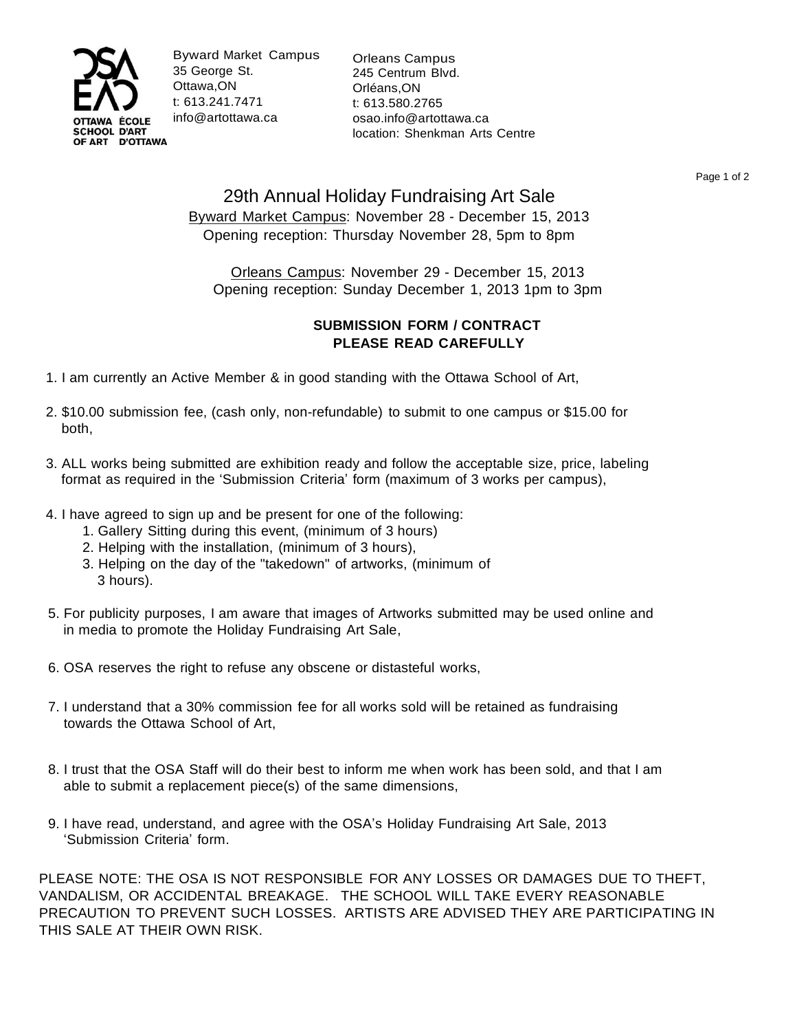OTTAWA SCHOOL OF ART
ÉCOLE D'ART D'OTTAWA

Byward Market Campus
35 George St.
Ottawa,ON
t: 613.241.7471
info@artottawa.ca

Orleans Campus
245 Centrum Blvd.
Orléans,ON
t: 613.580.2765
osao.info@artottawa.ca
location: Shenkman Arts Centre

# 29th Annual Holiday Fundraising Art Sale

Byward Market Campus: November 28 - December 15, 2013
Opening reception: Thursday November 28, 5pm to 8pm

Orleans Campus: November 29 - December 15, 2013
Opening reception: Sunday December 1, 2013 1pm to 3pm

**SUBMISSION FORM / CONTRACT**
**PLEASE READ CAREFULLY**

1. I am currently an Active Member & in good standing with the Ottawa School of Art,
2. $10.00 submission fee, (cash only, non-refundable) to submit to one campus or $15.00 for both,
3. ALL works being submitted are exhibition ready and follow the acceptable size, price, labeling format as required in the 'Submission Criteria' form (maximum of 3 works per campus),
4. I have agreed to sign up and be present for one of the following:
   1. Gallery Sitting during this event, (minimum of 3 hours)
   2. Helping with the installation, (minimum of 3 hours),
   3. Helping on the day of the "takedown" of artworks, (minimum of 3 hours).
5. For publicity purposes, I am aware that images of Artworks submitted may be used online and in media to promote the Holiday Fundraising Art Sale,
6. OSA reserves the right to refuse any obscene or distasteful works,
7. I understand that a 30% commission fee for all works sold will be retained as fundraising towards the Ottawa School of Art,
8. I trust that the OSA Staff will do their best to inform me when work has been sold, and that I am able to submit a replacement piece(s) of the same dimensions,
9. I have read, understand, and agree with the OSA's Holiday Fundraising Art Sale, 2013 'Submission Criteria' form.

PLEASE NOTE: THE OSA IS NOT RESPONSIBLE FOR ANY LOSSES OR DAMAGES DUE TO THEFT, VANDALISM, OR ACCIDENTAL BREAKAGE. THE SCHOOL WILL TAKE EVERY REASONABLE PRECAUTION TO PREVENT SUCH LOSSES. ARTISTS ARE ADVISED THEY ARE PARTICIPATING IN THIS SALE AT THEIR OWN RISK.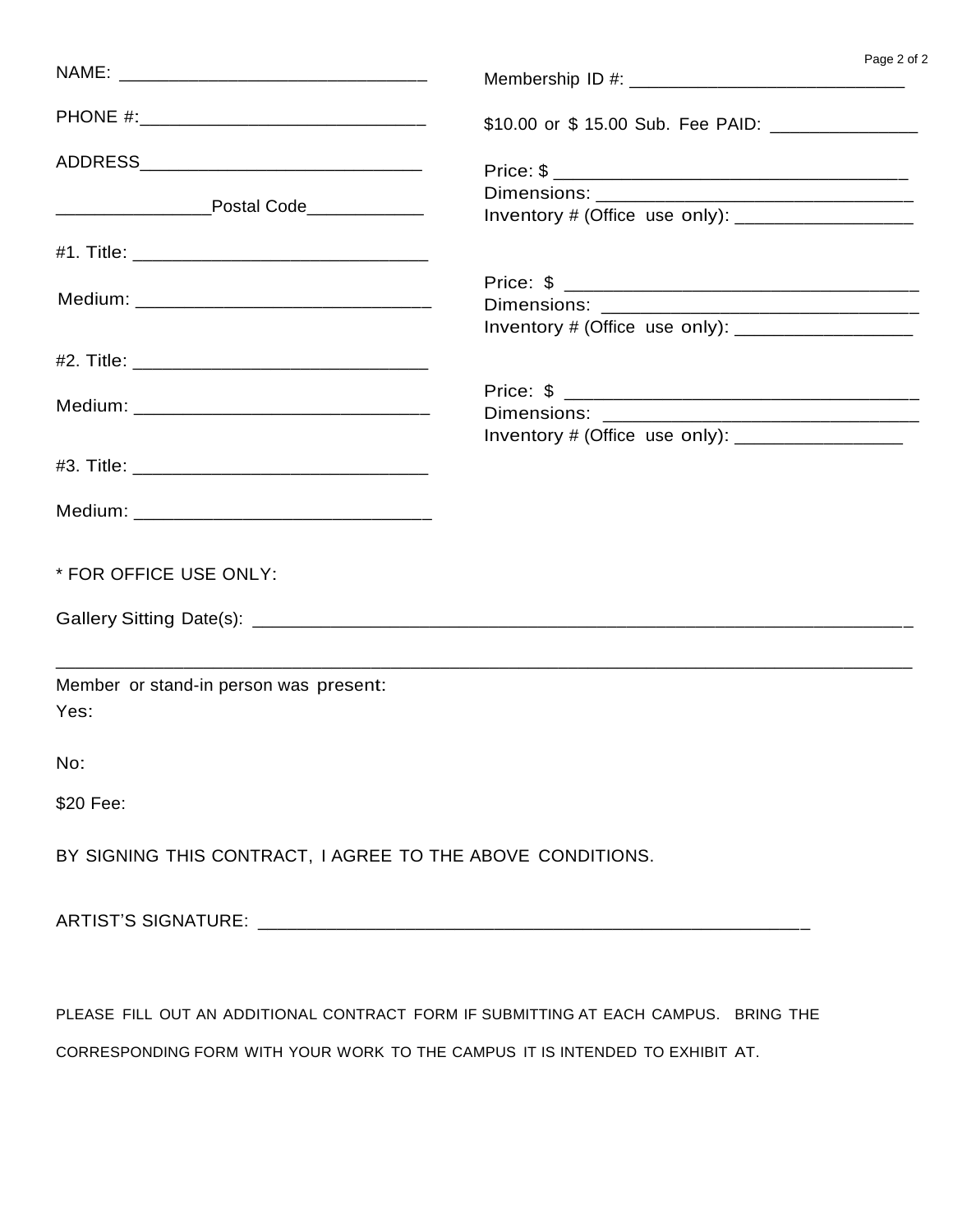NAME: ______________________________

PHONE #:____________________________

ADDRESS____________________________

_______________Postal Code___________

#1. Title: ____________________________

Medium: ____________________________

#2. Title: ____________________________

Medium: ____________________________

#3. Title: ____________________________

Medium: ____________________________

Membership ID #: ___________________________

$10.00 or $ 15.00 Sub. Fee PAID: ______________

Price: $ _________________________________
Dimensions: _______________________________
Inventory # (Office use only): _________________

Price: $ _________________________________
Dimensions: _______________________________
Inventory # (Office use only): _________________

Price: $ _________________________________
Dimensions: _______________________________
Inventory # (Office use only): ________________

* FOR OFFICE USE ONLY:

Gallery Sitting Date(s): ______________________________________________________________

______________________________________________________________________________

Member or stand-in person was present:
Yes:

No:

$20 Fee:

BY SIGNING THIS CONTRACT, I AGREE TO THE ABOVE CONDITIONS.

ARTIST'S SIGNATURE: _____________________________________________________

PLEASE FILL OUT AN ADDITIONAL CONTRACT FORM IF SUBMITTING AT EACH CAMPUS. BRING THE CORRESPONDING FORM WITH YOUR WORK TO THE CAMPUS IT IS INTENDED TO EXHIBIT AT.